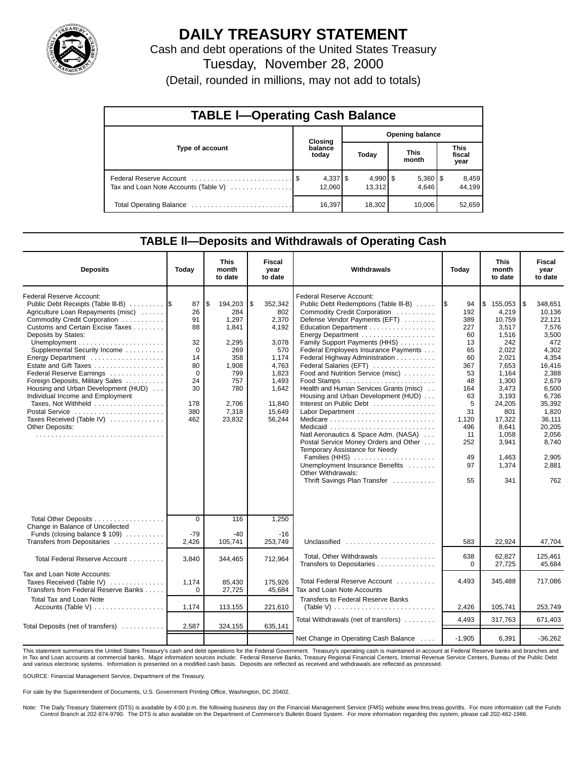# DAILY TREASURY STATEMENT

Cash and debt operations of the United States Treasury

Tuesday, November 28, 2000

(Detail, rounded in millions, may not add to totals)

## TABLE I—Operating Cash Balance

| Type of account | Closing balance today | Opening balance Today | Opening balance This month | Opening balance This fiscal year |
|---|---|---|---|---|
| Federal Reserve Account | $ 4,337 | $ 4,990 | $ 5,360 | $ 8,459 |
| Tax and Loan Note Accounts (Table V) | 12,060 | 13,312 | 4,646 | 44,199 |
| Total Operating Balance | 16,397 | 18,302 | 10,006 | 52,659 |

## TABLE II—Deposits and Withdrawals of Operating Cash

| Deposits | Today | This month to date | Fiscal year to date |
|---|---|---|---|
| Federal Reserve Account: | | | |
| Public Debt Receipts (Table III-B) | $ 87 | $ 194,203 | $ 352,342 |
| Agriculture Loan Repayments (misc) | 26 | 284 | 802 |
| Commodity Credit Corporation | 91 | 1,297 | 2,370 |
| Customs and Certain Excise Taxes | 88 | 1,841 | 4,192 |
| Deposits by States: | | | |
| Unemployment | 32 | 2,295 | 3,078 |
| Supplemental Security Income | 0 | 269 | 570 |
| Energy Department | 14 | 358 | 1,174 |
| Estate and Gift Taxes | 80 | 1,908 | 4,763 |
| Federal Reserve Earnings | 0 | 799 | 1,823 |
| Foreign Deposits, Military Sales | 24 | 757 | 1,493 |
| Housing and Urban Development (HUD) | 30 | 780 | 1,642 |
| Individual Income and Employment Taxes, Not Withheld | 178 | 2,706 | 11,840 |
| Postal Service | 380 | 7,318 | 15,649 |
| Taxes Received (Table IV) | 462 | 23,832 | 56,244 |
| Other Deposits: | | | |
| Total Other Deposits | 0 | 116 | 1,250 |
| Change in Balance of Uncollected Funds (closing balance $ 109) | -79 | -40 | -16 |
| Transfers from Depositaries | 2,426 | 105,741 | 253,749 |
| Total Federal Reserve Account | 3,840 | 344,465 | 712,964 |
| Tax and Loan Note Accounts: | | | |
| Taxes Received (Table IV) | 1,174 | 85,430 | 175,926 |
| Transfers from Federal Reserve Banks | 0 | 27,725 | 45,684 |
| Total Tax and Loan Note Accounts (Table V) | 1,174 | 113,155 | 221,610 |
| Total Deposits (net of transfers) | 2,587 | 324,155 | 635,141 |

| Withdrawals | Today | This month to date | Fiscal year to date |
|---|---|---|---|
| Federal Reserve Account: | | | |
| Public Debt Redemptions (Table III-B) | $ 94 | $ 155,053 | $ 348,651 |
| Commodity Credit Corporation | 192 | 4,219 | 10,136 |
| Defense Vendor Payments (EFT) | 389 | 10,759 | 22,121 |
| Education Department | 227 | 3,517 | 7,576 |
| Energy Department | 60 | 1,516 | 3,500 |
| Family Support Payments (HHS) | 13 | 242 | 472 |
| Federal Employees Insurance Payments | 65 | 2,022 | 4,302 |
| Federal Highway Administration | 60 | 2,021 | 4,354 |
| Federal Salaries (EFT) | 367 | 7,653 | 16,416 |
| Food and Nutrition Service (misc) | 53 | 1,164 | 2,388 |
| Food Stamps | 48 | 1,300 | 2,679 |
| Health and Human Services Grants (misc) | 164 | 3,473 | 6,500 |
| Housing and Urban Development (HUD) | 63 | 3,193 | 6,736 |
| Interest on Public Debt | 5 | 24,205 | 35,392 |
| Labor Department | 31 | 801 | 1,820 |
| Medicare | 1,120 | 17,322 | 36,111 |
| Medicaid | 496 | 8,641 | 20,205 |
| Natl Aeronautics & Space Adm. (NASA) | 11 | 1,058 | 2,056 |
| Postal Service Money Orders and Other | 252 | 3,941 | 8,740 |
| Temporary Assistance for Needy Families (HHS) | 49 | 1,463 | 2,905 |
| Unemployment Insurance Benefits | 97 | 1,374 | 2,881 |
| Other Withdrawals: | | | |
| Thrift Savings Plan Transfer | 55 | 341 | 762 |
| Unclassified | 583 | 22,924 | 47,704 |
| Total, Other Withdrawals | 638 | 62,827 | 125,461 |
| Transfers to Depositaries | 0 | 27,725 | 45,684 |
| Total Federal Reserve Account | 4,493 | 345,488 | 717,086 |
| Tax and Loan Note Accounts | | | |
| Transfers to Federal Reserve Banks (Table V) | 2,426 | 105,741 | 253,749 |
| Total Withdrawals (net of transfers) | 4,493 | 317,763 | 671,403 |
| Net Change in Operating Cash Balance | -1,905 | 6,391 | -36,262 |

This statement summarizes the United States Treasury's cash and debt operations for the Federal Government. Treasury's operating cash is maintained in account at Federal Reserve banks and branches and in Tax and Loan accounts at commercial banks. Major information sources include: Federal Reserve Banks, Treasury Regional Financial Centers, Internal Revenue Service Centers, Bureau of the Public Debt and various electronic systems. Information is presented on a modified cash basis. Deposits are reflected as received and withdrawals are reflected as processed.

SOURCE: Financial Management Service, Department of the Treasury.

For sale by the Superintendent of Documents, U.S. Government Printing Office, Washington, DC 20402.

Note: The Daily Treasury Statement (DTS) is available by 4:00 p.m. the following business day on the Financial Management Service (FMS) website www.fms.treas.gov/dts. For more information call the Funds Control Branch at 202-874-9790. The DTS is also available on the Department of Commerce's Bulletin Board System. For more information regarding this system, please call 202-482-1986.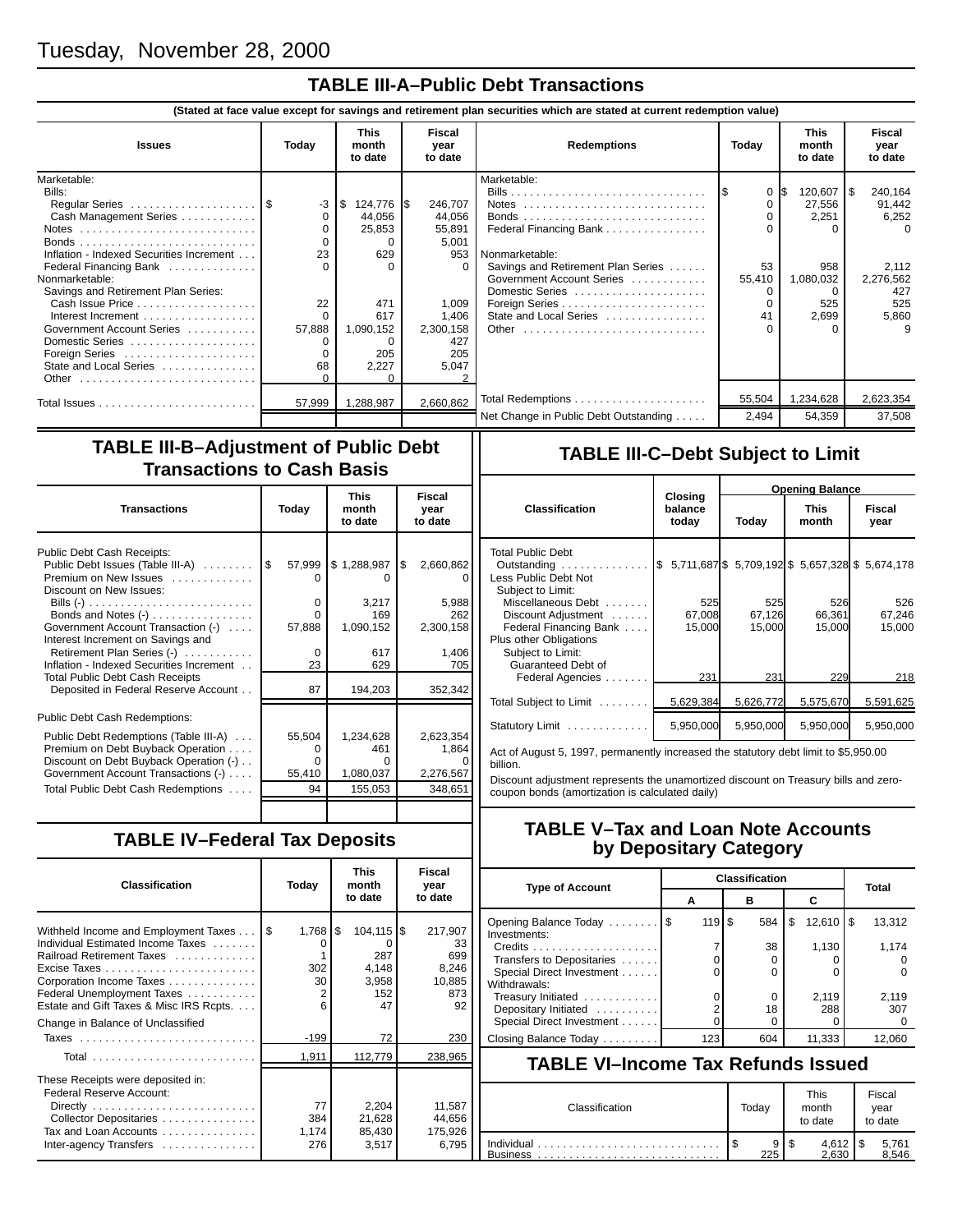Tuesday, November 28, 2000

## TABLE III-A–Public Debt Transactions

(Stated at face value except for savings and retirement plan securities which are stated at current redemption value)

| Issues | Today | This month to date | Fiscal year to date |
|---|---|---|---|
| Marketable: | | | |
| Bills: | | | |
| Regular Series | $ -3 | $ 124,776 | $ 246,707 |
| Cash Management Series | 0 | 44,056 | 44,056 |
| Notes | 0 | 25,853 | 55,891 |
| Bonds | 0 | 0 | 5,001 |
| Inflation - Indexed Securities Increment | 23 | 629 | 953 |
| Federal Financing Bank | 0 | 0 | 0 |
| Nonmarketable: | | | |
| Savings and Retirement Plan Series: | | | |
| Cash Issue Price | 22 | 471 | 1,009 |
| Interest Increment | 0 | 617 | 1,406 |
| Government Account Series | 57,888 | 1,090,152 | 2,300,158 |
| Domestic Series | 0 | 0 | 427 |
| Foreign Series | 0 | 205 | 205 |
| State and Local Series | 68 | 2,227 | 5,047 |
| Other | 0 | 0 | 2 |
| Total Issues | 57,999 | 1,288,987 | 2,660,862 |

| Redemptions | Today | This month to date | Fiscal year to date |
|---|---|---|---|
| Marketable: | | | |
| Bills | $ 0 | $ 120,607 | $ 240,164 |
| Notes | 0 | 27,556 | 91,442 |
| Bonds | 0 | 2,251 | 6,252 |
| Federal Financing Bank | 0 | 0 | 0 |
| Nonmarketable: | | | |
| Savings and Retirement Plan Series | 53 | 958 | 2,112 |
| Government Account Series | 55,410 | 1,080,032 | 2,276,562 |
| Domestic Series | 0 | 0 | 427 |
| Foreign Series | 0 | 525 | 525 |
| State and Local Series | 41 | 2,699 | 5,860 |
| Other | 0 | 0 | 9 |
| Total Redemptions | 55,504 | 1,234,628 | 2,623,354 |
| Net Change in Public Debt Outstanding | 2,494 | 54,359 | 37,508 |

## TABLE III-B–Adjustment of Public Debt Transactions to Cash Basis

| Transactions | Today | This month to date | Fiscal year to date |
|---|---|---|---|
| Public Debt Cash Receipts: | | | |
| Public Debt Issues (Table III-A) | $ 57,999 | $ 1,288,987 | $ 2,660,862 |
| Premium on New Issues | 0 | 0 | 0 |
| Discount on New Issues: | | | |
| Bills (-) | 0 | 3,217 | 5,988 |
| Bonds and Notes (-) | 0 | 169 | 262 |
| Government Account Transaction (-) | 57,888 | 1,090,152 | 2,300,158 |
| Interest Increment on Savings and Retirement Plan Series (-) | 0 | 617 | 1,406 |
| Inflation - Indexed Securities Increment | 23 | 629 | 705 |
| Total Public Debt Cash Receipts Deposited in Federal Reserve Account | 87 | 194,203 | 352,342 |
| Public Debt Cash Redemptions: | | | |
| Public Debt Redemptions (Table III-A) | 55,504 | 1,234,628 | 2,623,354 |
| Premium on Debt Buyback Operation | 0 | 461 | 1,864 |
| Discount on Debt Buyback Operation (-) | 0 | 0 | 0 |
| Government Account Transactions (-) | 55,410 | 1,080,037 | 2,276,567 |
| Total Public Debt Cash Redemptions | 94 | 155,053 | 348,651 |

## TABLE III-C–Debt Subject to Limit

| Classification | Closing balance today | Opening Balance | | |
|---|---|---|---|---|
| | | Today | This month | Fiscal year |
| Total Public Debt Outstanding | $ 5,711,687 | $ 5,709,192 | $ 5,657,328 | $ 5,674,178 |
| Less Public Debt Not Subject to Limit: | | | | |
| Miscellaneous Debt | 525 | 525 | 526 | 526 |
| Discount Adjustment | 67,008 | 67,126 | 66,361 | 67,246 |
| Federal Financing Bank | 15,000 | 15,000 | 15,000 | 15,000 |
| Plus other Obligations Subject to Limit: | | | | |
| Guaranteed Debt of Federal Agencies | 231 | 231 | 229 | 218 |
| Total Subject to Limit | 5,629,384 | 5,626,772 | 5,575,670 | 5,591,625 |
| Statutory Limit | 5,950,000 | 5,950,000 | 5,950,000 | 5,950,000 |

Act of August 5, 1997, permanently increased the statutory debt limit to $5,950.00 billion.

Discount adjustment represents the unamortized discount on Treasury bills and zero-coupon bonds (amortization is calculated daily)

## TABLE IV–Federal Tax Deposits

| Classification | Today | This month to date | Fiscal year to date |
|---|---|---|---|
| Withheld Income and Employment Taxes | $ 1,768 | $ 104,115 | $ 217,907 |
| Individual Estimated Income Taxes | 0 | 0 | 33 |
| Railroad Retirement Taxes | 1 | 287 | 699 |
| Excise Taxes | 302 | 4,148 | 8,246 |
| Corporation Income Taxes | 30 | 3,958 | 10,885 |
| Federal Unemployment Taxes | 2 | 152 | 873 |
| Estate and Gift Taxes & Misc IRS Rcpts. | 6 | 47 | 92 |
| Change in Balance of Unclassified Taxes | -199 | 72 | 230 |
| Total | 1,911 | 112,779 | 238,965 |
| These Receipts were deposited in: | | | |
| Federal Reserve Account: | | | |
| Directly | 77 | 2,204 | 11,587 |
| Collector Depositaries | 384 | 21,628 | 44,656 |
| Tax and Loan Accounts | 1,174 | 85,430 | 175,926 |
| Inter-agency Transfers | 276 | 3,517 | 6,795 |

## TABLE V–Tax and Loan Note Accounts by Depositary Category

| Type of Account | Classification | | | Total |
|---|---|---|---|---|
| | A | B | C | |
| Opening Balance Today | $ 119 | $ 584 | $ 12,610 | $ 13,312 |
| Investments: | | | | |
| Credits | 7 | 38 | 1,130 | 1,174 |
| Transfers to Depositaries | 0 | 0 | 0 | 0 |
| Special Direct Investment | 0 | 0 | 0 | 0 |
| Withdrawals: | | | | |
| Treasury Initiated | 0 | 0 | 2,119 | 2,119 |
| Depositary Initiated | 2 | 18 | 288 | 307 |
| Special Direct Investment | 0 | 0 | 0 | 0 |
| Closing Balance Today | 123 | 604 | 11,333 | 12,060 |

## TABLE VI–Income Tax Refunds Issued

| Classification | Today | This month to date | Fiscal year to date |
|---|---|---|---|
| Individual | $ 9 | $ 4,612 | $ 5,761 |
| Business | 225 | 2,630 | 8,546 |